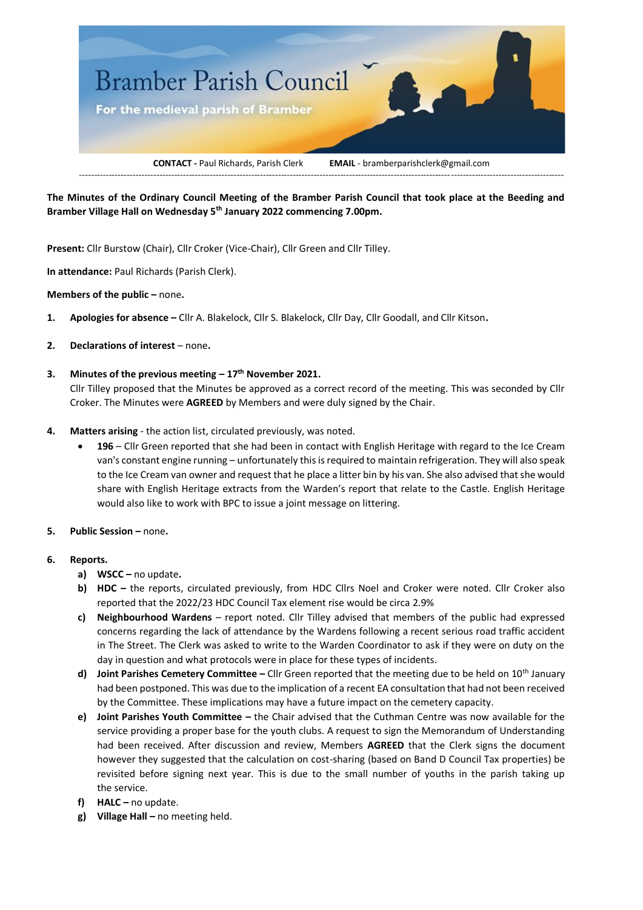# Bramber Parish Council

**For the medieval parish of Bramber**

**CONTACT -** Paul Richards, Parish Clerk **EMAIL** - bramberparishclerk@gmail.com

---

**The Minutes of the Ordinary Council Meeting of the Bramber Parish Council that took place at the Beeding and Bramber Village Hall on Wednesday 5th January 2022 commencing 7.00pm.**

**Present:** Cllr Burstow (Chair), Cllr Croker (Vice-Chair), Cllr Green and Cllr Tilley.

**In attendance:** Paul Richards (Parish Clerk).

**Members of the public –** none**.**

1. **Apologies for absence –** Cllr A. Blakelock, Cllr S. Blakelock, Cllr Day, Cllr Goodall, and Cllr Kitson**.**

2. **Declarations of interest** – none**.**

3. **Minutes of the previous meeting – 17th November 2021.**
   Cllr Tilley proposed that the Minutes be approved as a correct record of the meeting. This was seconded by Cllr Croker. The Minutes were **AGREED** by Members and were duly signed by the Chair.

4. **Matters arising** - the action list, circulated previously, was noted.
   - **196** – Cllr Green reported that she had been in contact with English Heritage with regard to the Ice Cream van's constant engine running – unfortunately this is required to maintain refrigeration. They will also speak to the Ice Cream van owner and request that he place a litter bin by his van. She also advised that she would share with English Heritage extracts from the Warden's report that relate to the Castle. English Heritage would also like to work with BPC to issue a joint message on littering.

5. **Public Session –** none**.**

6. **Reports.**
   a) **WSCC –** no update**.**
   b) **HDC –** the reports, circulated previously, from HDC Cllrs Noel and Croker were noted. Cllr Croker also reported that the 2022/23 HDC Council Tax element rise would be circa 2.9%
   c) **Neighbourhood Wardens** – report noted. Cllr Tilley advised that members of the public had expressed concerns regarding the lack of attendance by the Wardens following a recent serious road traffic accident in The Street. The Clerk was asked to write to the Warden Coordinator to ask if they were on duty on the day in question and what protocols were in place for these types of incidents.
   d) **Joint Parishes Cemetery Committee –** Cllr Green reported that the meeting due to be held on 10th January had been postponed. This was due to the implication of a recent EA consultation that had not been received by the Committee. These implications may have a future impact on the cemetery capacity.
   e) **Joint Parishes Youth Committee –** the Chair advised that the Cuthman Centre was now available for the service providing a proper base for the youth clubs. A request to sign the Memorandum of Understanding had been received. After discussion and review, Members **AGREED** that the Clerk signs the document however they suggested that the calculation on cost-sharing (based on Band D Council Tax properties) be revisited before signing next year. This is due to the small number of youths in the parish taking up the service.
   f) **HALC –** no update.
   g) **Village Hall –** no meeting held.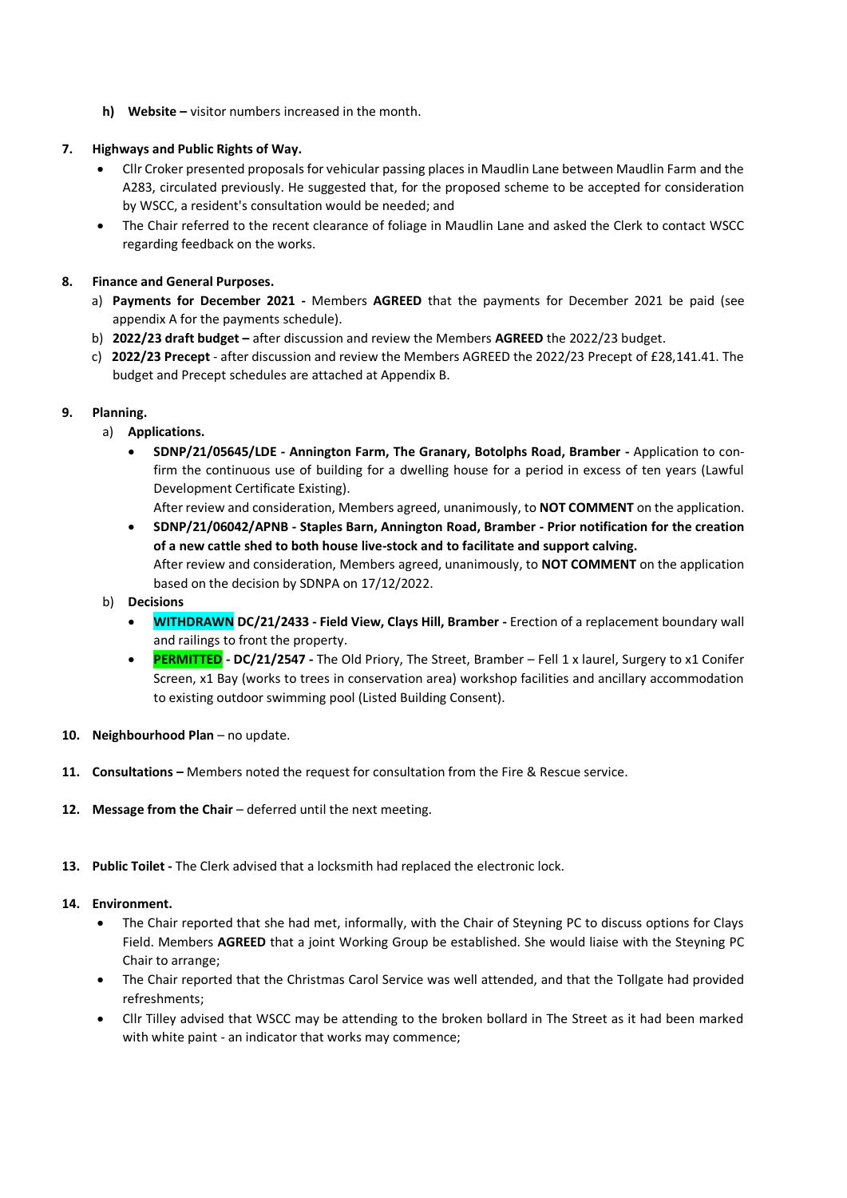**h) Website –** visitor numbers increased in the month.

**7. Highways and Public Rights of Way.**

- Cllr Croker presented proposals for vehicular passing places in Maudlin Lane between Maudlin Farm and the A283, circulated previously. He suggested that, for the proposed scheme to be accepted for consideration by WSCC, a resident's consultation would be needed; and
- The Chair referred to the recent clearance of foliage in Maudlin Lane and asked the Clerk to contact WSCC regarding feedback on the works.

**8. Finance and General Purposes.**

a) **Payments for December 2021 -** Members **AGREED** that the payments for December 2021 be paid (see appendix A for the payments schedule).

b) **2022/23 draft budget –** after discussion and review the Members **AGREED** the 2022/23 budget.

c) **2022/23 Precept** - after discussion and review the Members AGREED the 2022/23 Precept of £28,141.41. The budget and Precept schedules are attached at Appendix B.

**9. Planning.**

a) **Applications.**

- **SDNP/21/05645/LDE - Annington Farm, The Granary, Botolphs Road, Bramber -** Application to confirm the continuous use of building for a dwelling house for a period in excess of ten years (Lawful Development Certificate Existing).
  After review and consideration, Members agreed, unanimously, to **NOT COMMENT** on the application.
- **SDNP/21/06042/APNB - Staples Barn, Annington Road, Bramber - Prior notification for the creation of a new cattle shed to both house live-stock and to facilitate and support calving.**
  After review and consideration, Members agreed, unanimously, to **NOT COMMENT** on the application based on the decision by SDNPA on 17/12/2022.

b) **Decisions**

- **WITHDRAWN DC/21/2433 - Field View, Clays Hill, Bramber -** Erection of a replacement boundary wall and railings to front the property.
- **PERMITTED - DC/21/2547 -** The Old Priory, The Street, Bramber – Fell 1 x laurel, Surgery to x1 Conifer Screen, x1 Bay (works to trees in conservation area) workshop facilities and ancillary accommodation to existing outdoor swimming pool (Listed Building Consent).

**10. Neighbourhood Plan** – no update.

**11. Consultations –** Members noted the request for consultation from the Fire & Rescue service.

**12. Message from the Chair** – deferred until the next meeting.

**13. Public Toilet -** The Clerk advised that a locksmith had replaced the electronic lock.

**14. Environment.**

- The Chair reported that she had met, informally, with the Chair of Steyning PC to discuss options for Clays Field. Members **AGREED** that a joint Working Group be established. She would liaise with the Steyning PC Chair to arrange;
- The Chair reported that the Christmas Carol Service was well attended, and that the Tollgate had provided refreshments;
- Cllr Tilley advised that WSCC may be attending to the broken bollard in The Street as it had been marked with white paint - an indicator that works may commence;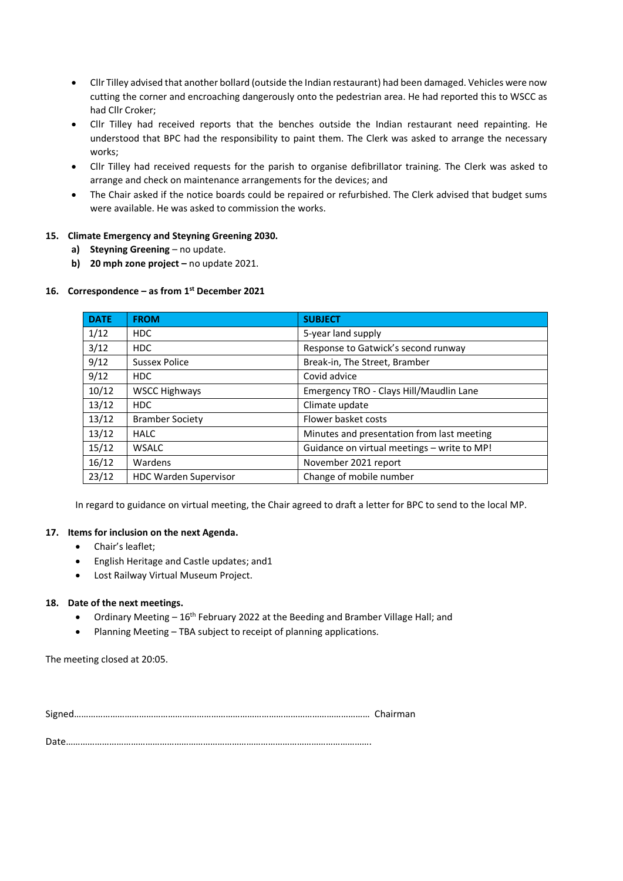- Cllr Tilley advised that another bollard (outside the Indian restaurant) had been damaged. Vehicles were now cutting the corner and encroaching dangerously onto the pedestrian area. He had reported this to WSCC as had Cllr Croker;
- Cllr Tilley had received reports that the benches outside the Indian restaurant need repainting. He understood that BPC had the responsibility to paint them. The Clerk was asked to arrange the necessary works;
- Cllr Tilley had received requests for the parish to organise defibrillator training. The Clerk was asked to arrange and check on maintenance arrangements for the devices; and
- The Chair asked if the notice boards could be repaired or refurbished. The Clerk advised that budget sums were available. He was asked to commission the works.

**15. Climate Emergency and Steyning Greening 2030.**

a) **Steyning Greening** – no update.

b) **20 mph zone project –** no update 2021.

**16. Correspondence – as from 1st December 2021**

| DATE | FROM | SUBJECT |
|---|---|---|
| 1/12 | HDC | 5-year land supply |
| 3/12 | HDC | Response to Gatwick's second runway |
| 9/12 | Sussex Police | Break-in, The Street, Bramber |
| 9/12 | HDC | Covid advice |
| 10/12 | WSCC Highways | Emergency TRO - Clays Hill/Maudlin Lane |
| 13/12 | HDC | Climate update |
| 13/12 | Bramber Society | Flower basket costs |
| 13/12 | HALC | Minutes and presentation from last meeting |
| 15/12 | WSALC | Guidance on virtual meetings – write to MP! |
| 16/12 | Wardens | November 2021 report |
| 23/12 | HDC Warden Supervisor | Change of mobile number |

In regard to guidance on virtual meeting, the Chair agreed to draft a letter for BPC to send to the local MP.

**17. Items for inclusion on the next Agenda.**

- Chair's leaflet;
- English Heritage and Castle updates; and1
- Lost Railway Virtual Museum Project.

**18. Date of the next meetings.**

- Ordinary Meeting – 16th February 2022 at the Beeding and Bramber Village Hall; and
- Planning Meeting – TBA subject to receipt of planning applications.

The meeting closed at 20:05.

Signed………………………………………………………………………………………………………… Chairman

Date…………………………………………………………………………………………………………….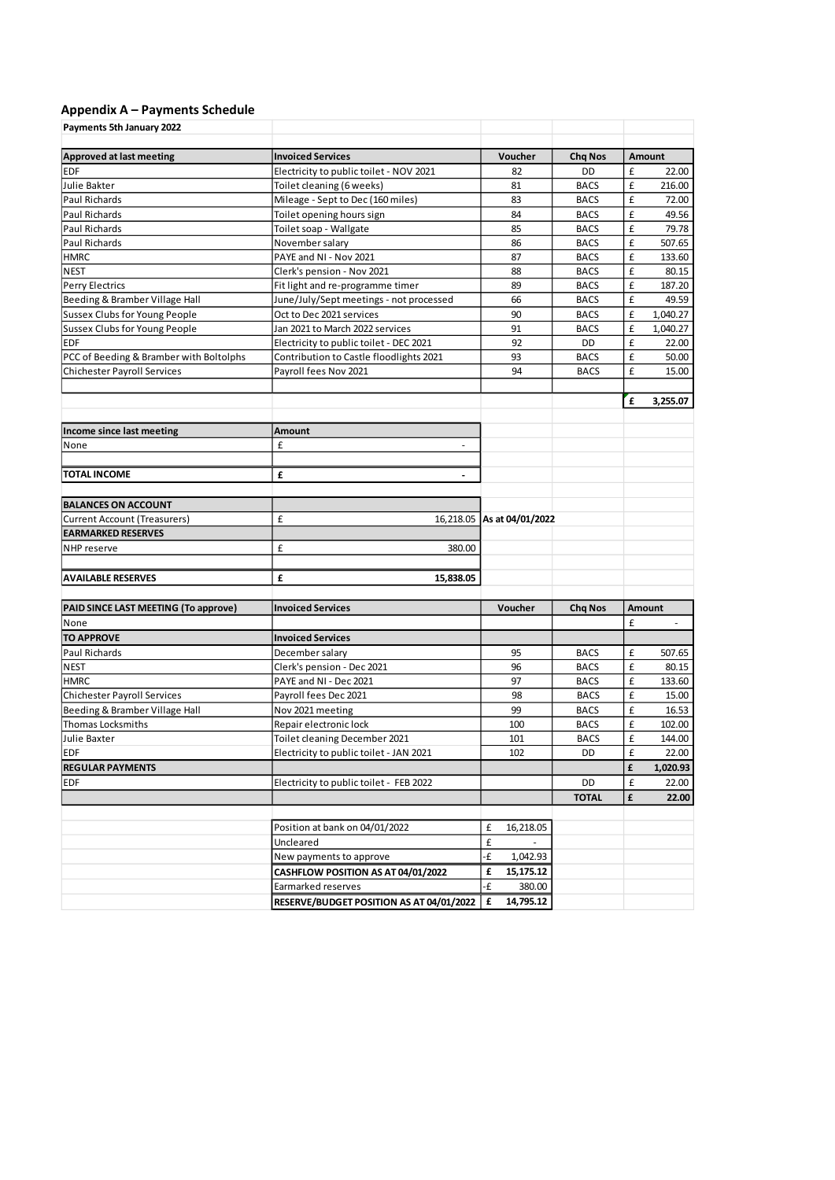## Appendix A – Payments Schedule

**Payments 5th January 2022**

| Approved at last meeting | Invoiced Services | Voucher | Chq Nos | Amount |
|---|---|---|---|---|
| EDF | Electricity to public toilet - NOV 2021 | 82 | DD | £ 22.00 |
| Julie Bakter | Toilet cleaning (6 weeks) | 81 | BACS | £ 216.00 |
| Paul Richards | Mileage - Sept to Dec (160 miles) | 83 | BACS | £ 72.00 |
| Paul Richards | Toilet opening hours sign | 84 | BACS | £ 49.56 |
| Paul Richards | Toilet soap - Wallgate | 85 | BACS | £ 79.78 |
| Paul Richards | November salary | 86 | BACS | £ 507.65 |
| HMRC | PAYE and NI - Nov 2021 | 87 | BACS | £ 133.60 |
| NEST | Clerk's pension - Nov 2021 | 88 | BACS | £ 80.15 |
| Perry Electrics | Fit light and re-programme timer | 89 | BACS | £ 187.20 |
| Beeding & Bramber Village Hall | June/July/Sept meetings - not processed | 66 | BACS | £ 49.59 |
| Sussex Clubs for Young People | Oct to Dec 2021 services | 90 | BACS | £ 1,040.27 |
| Sussex Clubs for Young People | Jan 2021 to March 2022 services | 91 | BACS | £ 1,040.27 |
| EDF | Electricity to public toilet - DEC 2021 | 92 | DD | £ 22.00 |
| PCC of Beeding & Bramber with Boltolphs | Contribution to Castle floodlights 2021 | 93 | BACS | £ 50.00 |
| Chichester Payroll Services | Payroll fees Nov 2021 | 94 | BACS | £ 15.00 |
| | | | | |
| | | | | **£ 3,255.07** |

| Income since last meeting | Amount |
|---|---|
| None | £ - |
| | |
| **TOTAL INCOME** | **£ -** |

| BALANCES ON ACCOUNT | | |
|---|---|---|
| Current Account (Treasurers) | £ 16,218.05 | **As at 04/01/2022** |
| **EARMARKED RESERVES** | | |
| NHP reserve | £ 380.00 | |
| | | |
| **AVAILABLE RESERVES** | **£ 15,838.05** | |

| PAID SINCE LAST MEETING (To approve) | Invoiced Services | Voucher | Chq Nos | Amount |
|---|---|---|---|---|
| None | | | | £ - |
| **TO APPROVE** | **Invoiced Services** | | | |
| Paul Richards | December salary | 95 | BACS | £ 507.65 |
| NEST | Clerk's pension - Dec 2021 | 96 | BACS | £ 80.15 |
| HMRC | PAYE and NI - Dec 2021 | 97 | BACS | £ 133.60 |
| Chichester Payroll Services | Payroll fees Dec 2021 | 98 | BACS | £ 15.00 |
| Beeding & Bramber Village Hall | Nov 2021 meeting | 99 | BACS | £ 16.53 |
| Thomas Locksmiths | Repair electronic lock | 100 | BACS | £ 102.00 |
| Julie Baxter | Toilet cleaning December 2021 | 101 | BACS | £ 144.00 |
| EDF | Electricity to public toilet - JAN 2021 | 102 | DD | £ 22.00 |
| **REGULAR PAYMENTS** | | | | **£ 1,020.93** |
| EDF | Electricity to public toilet - FEB 2022 | | DD | £ 22.00 |
| | | | **TOTAL** | **£ 22.00** |

| | |
|---|---|
| Position at bank on 04/01/2022 | £ 16,218.05 |
| Uncleared | £ - |
| New payments to approve | -£ 1,042.93 |
| **CASHFLOW POSITION AS AT 04/01/2022** | **£ 15,175.12** |
| Earmarked reserves | -£ 380.00 |
| **RESERVE/BUDGET POSITION AS AT 04/01/2022** | **£ 14,795.12** |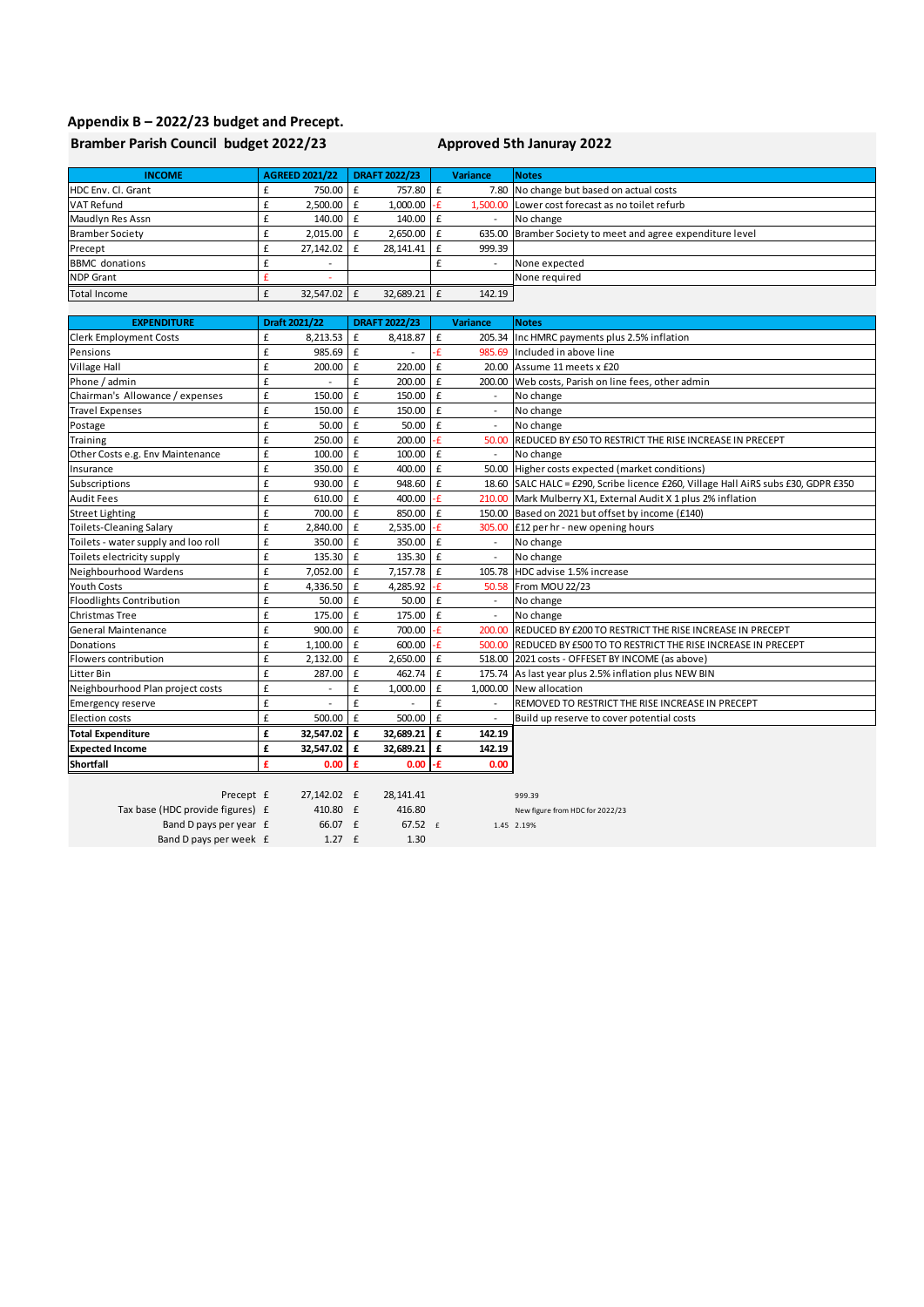## Appendix B – 2022/23 budget and Precept.

**Bramber Parish Council budget 2022/23** **Approved 5th Januray 2022**

| INCOME | AGREED 2021/22 | DRAFT 2022/23 | Variance | Notes |
|---|---|---|---|---|
| HDC Env. Cl. Grant | £ 750.00 | £ 757.80 | £ 7.80 | No change but based on actual costs |
| VAT Refund | £ 2,500.00 | £ 1,000.00 | -£ 1,500.00 | Lower cost forecast as no toilet refurb |
| Maudlyn Res Assn | £ 140.00 | £ 140.00 | £ - | No change |
| Bramber Society | £ 2,015.00 | £ 2,650.00 | £ 635.00 | Bramber Society to meet and agree expenditure level |
| Precept | £ 27,142.02 | £ 28,141.41 | £ 999.39 | |
| BBMC donations | £ - | | £ - | None expected |
| NDP Grant | £ - | | | None required |
| Total Income | £ 32,547.02 | £ 32,689.21 | £ 142.19 | |

| EXPENDITURE | Draft 2021/22 | DRAFT 2022/23 | Variance | Notes |
|---|---|---|---|---|
| Clerk Employment Costs | £ 8,213.53 | £ 8,418.87 | £ 205.34 | Inc HMRC payments plus 2.5% inflation |
| Pensions | £ 985.69 | £ - | -£ 985.69 | Included in above line |
| Village Hall | £ 200.00 | £ 220.00 | £ 20.00 | Assume 11 meets x £20 |
| Phone / admin | £ - | £ 200.00 | £ 200.00 | Web costs, Parish on line fees, other admin |
| Chairman's Allowance / expenses | £ 150.00 | £ 150.00 | £ - | No change |
| Travel Expenses | £ 150.00 | £ 150.00 | £ - | No change |
| Postage | £ 50.00 | £ 50.00 | £ - | No change |
| Training | £ 250.00 | £ 200.00 | -£ 50.00 | REDUCED BY £50 TO RESTRICT THE RISE INCREASE IN PRECEPT |
| Other Costs e.g. Env Maintenance | £ 100.00 | £ 100.00 | £ - | No change |
| Insurance | £ 350.00 | £ 400.00 | £ 50.00 | Higher costs expected (market conditions) |
| Subscriptions | £ 930.00 | £ 948.60 | £ 18.60 | SALC HALC = £290, Scribe licence £260, Village Hall AiRS subs £30, GDPR £350 |
| Audit Fees | £ 610.00 | £ 400.00 | -£ 210.00 | Mark Mulberry X1, External Audit X 1 plus 2% inflation |
| Street Lighting | £ 700.00 | £ 850.00 | £ 150.00 | Based on 2021 but offset by income (£140) |
| Toilets-Cleaning Salary | £ 2,840.00 | £ 2,535.00 | -£ 305.00 | £12 per hr - new opening hours |
| Toilets - water supply and loo roll | £ 350.00 | £ 350.00 | £ - | No change |
| Toilets electricity supply | £ 135.30 | £ 135.30 | £ - | No change |
| Neighbourhood Wardens | £ 7,052.00 | £ 7,157.78 | £ 105.78 | HDC advise 1.5% increase |
| Youth Costs | £ 4,336.50 | £ 4,285.92 | -£ 50.58 | From MOU 22/23 |
| Floodlights Contribution | £ 50.00 | £ 50.00 | £ - | No change |
| Christmas Tree | £ 175.00 | £ 175.00 | £ - | No change |
| General Maintenance | £ 900.00 | £ 700.00 | -£ 200.00 | REDUCED BY £200 TO RESTRICT THE RISE INCREASE IN PRECEPT |
| Donations | £ 1,100.00 | £ 600.00 | -£ 500.00 | REDUCED BY £500 TO TO RESTRICT THE RISE INCREASE IN PRECEPT |
| Flowers contribution | £ 2,132.00 | £ 2,650.00 | £ 518.00 | 2021 costs - OFFESET BY INCOME (as above) |
| Litter Bin | £ 287.00 | £ 462.74 | £ 175.74 | As last year plus 2.5% inflation plus NEW BIN |
| Neighbourhood Plan project costs | £ - | £ 1,000.00 | £ 1,000.00 | New allocation |
| Emergency reserve | £ - | £ - | £ - | REMOVED TO RESTRICT THE RISE INCREASE IN PRECEPT |
| Election costs | £ 500.00 | £ 500.00 | £ - | Build up reserve to cover potential costs |
| **Total Expenditure** | **£ 32,547.02** | **£ 32,689.21** | **£ 142.19** | |
| **Expected Income** | **£ 32,547.02** | **£ 32,689.21** | **£ 142.19** | |
| **Shortfall** | **£ 0.00** | **£ 0.00** | **-£ 0.00** | |

| | 2021/22 | 2022/23 | Variance | Notes |
|---|---|---|---|---|
| Precept | £ 27,142.02 | £ 28,141.41 | | 999.39 |
| Tax base (HDC provide figures) | £ 410.80 | £ 416.80 | | New figure from HDC for 2022/23 |
| Band D pays per year | £ 66.07 | £ 67.52 | £ 1.45 | 2.19% |
| Band D pays per week | £ 1.27 | £ 1.30 | | |